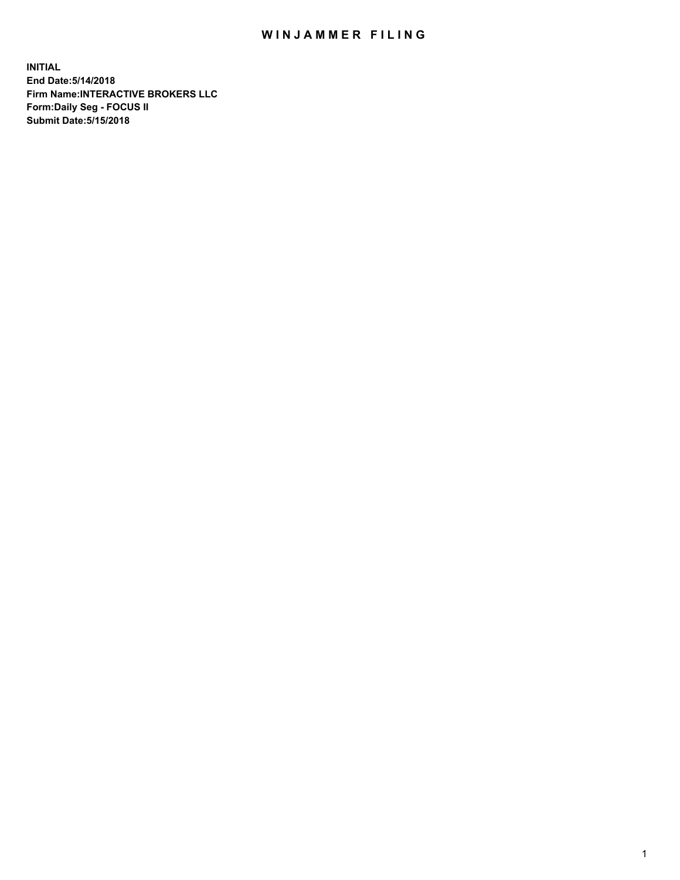# WINJAMMER FILING

**INITIAL**
**End Date:5/14/2018**
**Firm Name:INTERACTIVE BROKERS LLC**
**Form:Daily Seg - FOCUS II**
**Submit Date:5/15/2018**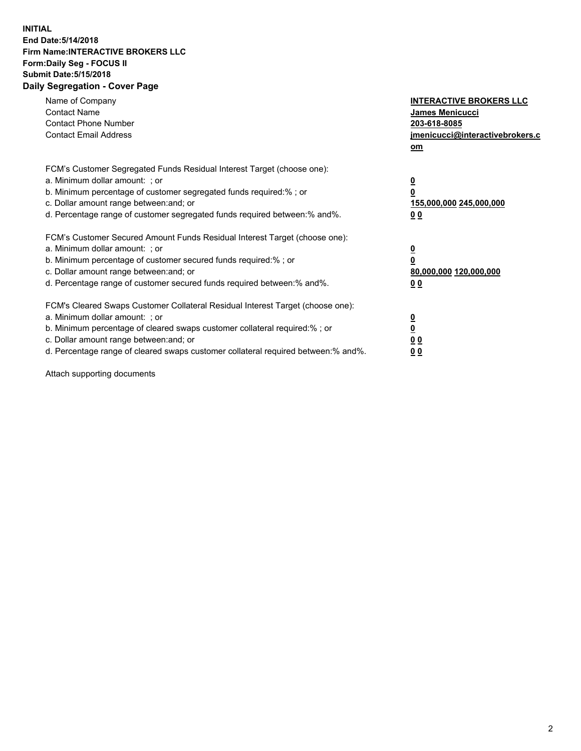**INITIAL**
**End Date:5/14/2018**
**Firm Name:INTERACTIVE BROKERS LLC**
**Form:Daily Seg - FOCUS II**
**Submit Date:5/15/2018**
**Daily Segregation - Cover Page**

| | |
|---|---|
| Name of Company | **INTERACTIVE BROKERS LLC** |
| Contact Name | **James Menicucci** |
| Contact Phone Number | **203-618-8085** |
| Contact Email Address | **jmenicucci@interactivebrokers.com** |

FCM's Customer Segregated Funds Residual Interest Target (choose one):

| | |
|---|---|
| a. Minimum dollar amount: ; or | **0** |
| b. Minimum percentage of customer segregated funds required:% ; or | **0** |
| c. Dollar amount range between:and; or | **155,000,000** **245,000,000** |
| d. Percentage range of customer segregated funds required between:% and%. | **0** **0** |

FCM's Customer Secured Amount Funds Residual Interest Target (choose one):

| | |
|---|---|
| a. Minimum dollar amount: ; or | **0** |
| b. Minimum percentage of customer secured funds required:% ; or | **0** |
| c. Dollar amount range between:and; or | **80,000,000** **120,000,000** |
| d. Percentage range of customer secured funds required between:% and%. | **0** **0** |

FCM's Cleared Swaps Customer Collateral Residual Interest Target (choose one):

| | |
|---|---|
| a. Minimum dollar amount: ; or | **0** |
| b. Minimum percentage of cleared swaps customer collateral required:% ; or | **0** |
| c. Dollar amount range between:and; or | **0** **0** |
| d. Percentage range of cleared swaps customer collateral required between:% and%. | **0** **0** |

Attach supporting documents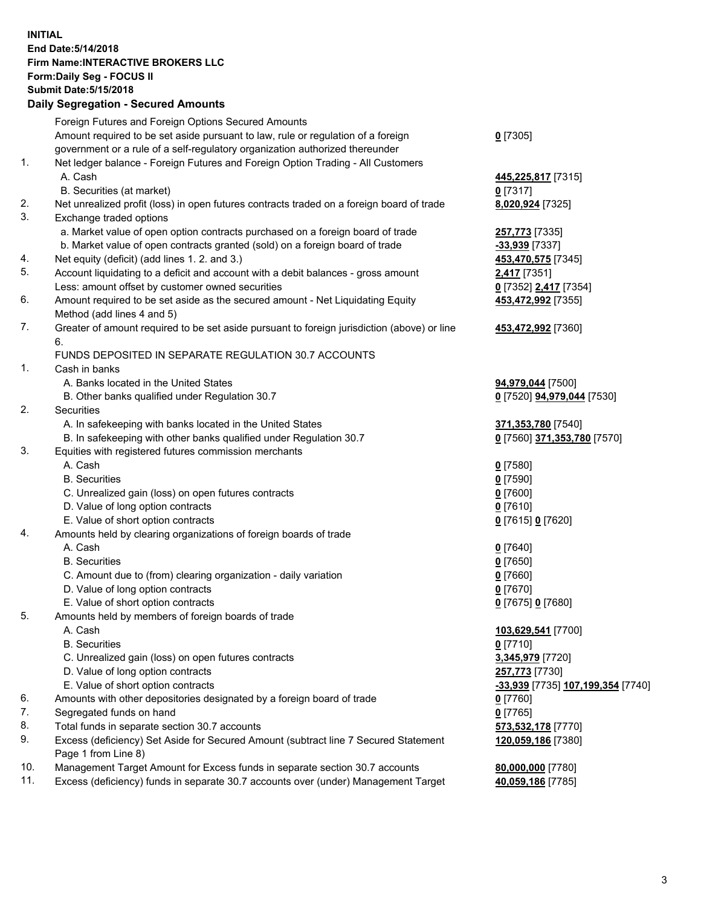**INITIAL**
**End Date:5/14/2018**
**Firm Name:INTERACTIVE BROKERS LLC**
**Form:Daily Seg - FOCUS II**
**Submit Date:5/15/2018**

## Daily Segregation - Secured Amounts

| | | |
|---|---|---|
| | Foreign Futures and Foreign Options Secured Amounts | |
| | Amount required to be set aside pursuant to law, rule or regulation of a foreign government or a rule of a self-regulatory organization authorized thereunder | **0** [7305] |
| 1. | Net ledger balance - Foreign Futures and Foreign Option Trading - All Customers | |
| | A. Cash | **445,225,817** [7315] |
| | B. Securities (at market) | **0** [7317] |
| 2. | Net unrealized profit (loss) in open futures contracts traded on a foreign board of trade | **8,020,924** [7325] |
| 3. | Exchange traded options | |
| | a. Market value of open option contracts purchased on a foreign board of trade | **257,773** [7335] |
| | b. Market value of open contracts granted (sold) on a foreign board of trade | **-33,939** [7337] |
| 4. | Net equity (deficit) (add lines 1. 2. and 3.) | **453,470,575** [7345] |
| 5. | Account liquidating to a deficit and account with a debit balances - gross amount | **2,417** [7351] |
| | Less: amount offset by customer owned securities | **0** [7352] **2,417** [7354] |
| 6. | Amount required to be set aside as the secured amount - Net Liquidating Equity Method (add lines 4 and 5) | **453,472,992** [7355] |
| 7. | Greater of amount required to be set aside pursuant to foreign jurisdiction (above) or line 6. | **453,472,992** [7360] |
| | FUNDS DEPOSITED IN SEPARATE REGULATION 30.7 ACCOUNTS | |
| 1. | Cash in banks | |
| | A. Banks located in the United States | **94,979,044** [7500] |
| | B. Other banks qualified under Regulation 30.7 | **0** [7520] **94,979,044** [7530] |
| 2. | Securities | |
| | A. In safekeeping with banks located in the United States | **371,353,780** [7540] |
| | B. In safekeeping with other banks qualified under Regulation 30.7 | **0** [7560] **371,353,780** [7570] |
| 3. | Equities with registered futures commission merchants | |
| | A. Cash | **0** [7580] |
| | B. Securities | **0** [7590] |
| | C. Unrealized gain (loss) on open futures contracts | **0** [7600] |
| | D. Value of long option contracts | **0** [7610] |
| | E. Value of short option contracts | **0** [7615] **0** [7620] |
| 4. | Amounts held by clearing organizations of foreign boards of trade | |
| | A. Cash | **0** [7640] |
| | B. Securities | **0** [7650] |
| | C. Amount due to (from) clearing organization - daily variation | **0** [7660] |
| | D. Value of long option contracts | **0** [7670] |
| | E. Value of short option contracts | **0** [7675] **0** [7680] |
| 5. | Amounts held by members of foreign boards of trade | |
| | A. Cash | **103,629,541** [7700] |
| | B. Securities | **0** [7710] |
| | C. Unrealized gain (loss) on open futures contracts | **3,345,979** [7720] |
| | D. Value of long option contracts | **257,773** [7730] |
| | E. Value of short option contracts | **-33,939** [7735] **107,199,354** [7740] |
| 6. | Amounts with other depositories designated by a foreign board of trade | **0** [7760] |
| 7. | Segregated funds on hand | **0** [7765] |
| 8. | Total funds in separate section 30.7 accounts | **573,532,178** [7770] |
| 9. | Excess (deficiency) Set Aside for Secured Amount (subtract line 7 Secured Statement Page 1 from Line 8) | **120,059,186** [7380] |
| 10. | Management Target Amount for Excess funds in separate section 30.7 accounts | **80,000,000** [7780] |
| 11. | Excess (deficiency) funds in separate 30.7 accounts over (under) Management Target | **40,059,186** [7785] |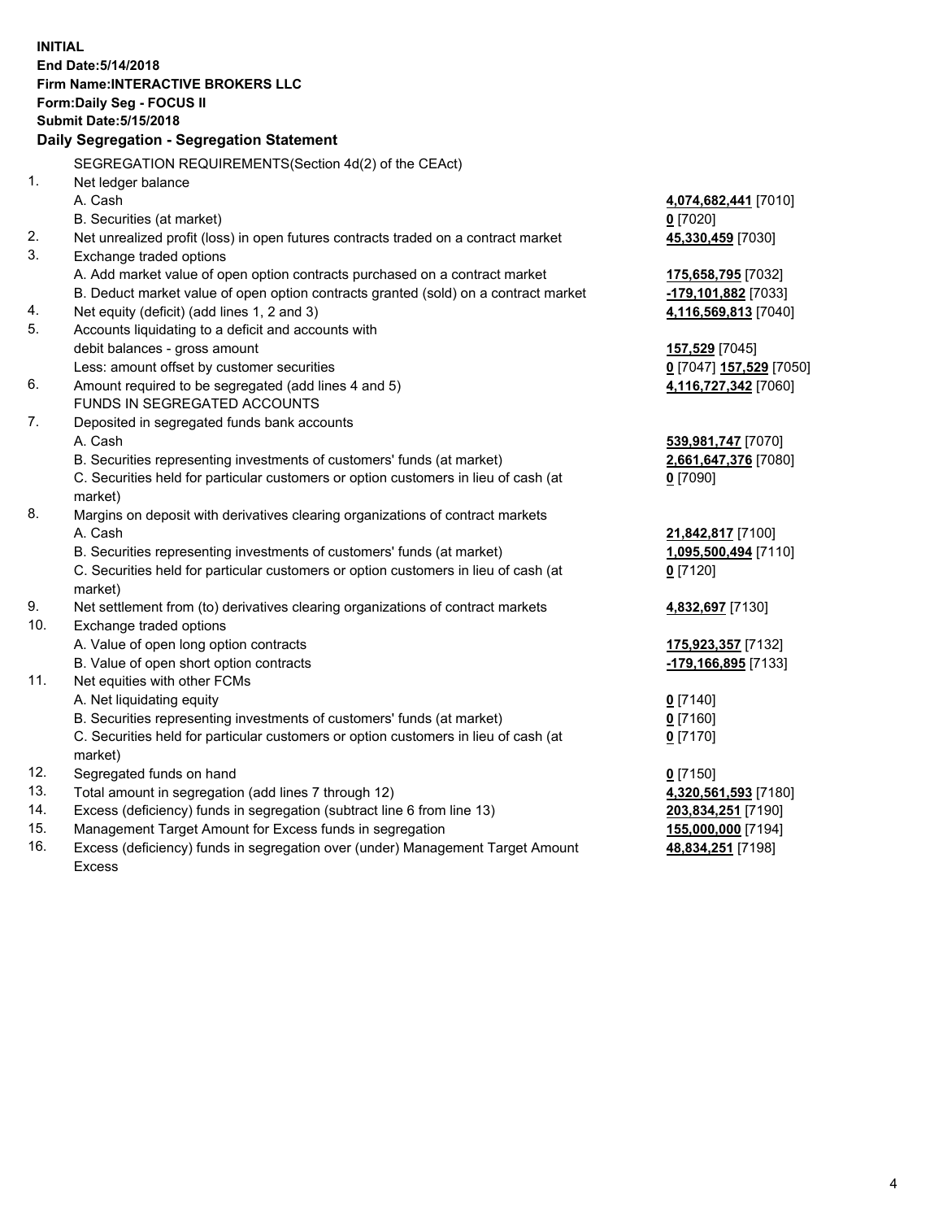**INITIAL**
**End Date:5/14/2018**
**Firm Name:INTERACTIVE BROKERS LLC**
**Form:Daily Seg - FOCUS II**
**Submit Date:5/15/2018**

## Daily Segregation - Segregation Statement

SEGREGATION REQUIREMENTS(Section 4d(2) of the CEAct)

| | | |
|---|---|---|
| 1. | Net ledger balance | |
| | A. Cash | **4,074,682,441** [7010] |
| | B. Securities (at market) | **0** [7020] |
| 2. | Net unrealized profit (loss) in open futures contracts traded on a contract market | **45,330,459** [7030] |
| 3. | Exchange traded options | |
| | A. Add market value of open option contracts purchased on a contract market | **175,658,795** [7032] |
| | B. Deduct market value of open option contracts granted (sold) on a contract market | **-179,101,882** [7033] |
| 4. | Net equity (deficit) (add lines 1, 2 and 3) | **4,116,569,813** [7040] |
| 5. | Accounts liquidating to a deficit and accounts with | |
| | debit balances - gross amount | **157,529** [7045] |
| | Less: amount offset by customer securities | **0** [7047] **157,529** [7050] |
| 6. | Amount required to be segregated (add lines 4 and 5) | **4,116,727,342** [7060] |
| | FUNDS IN SEGREGATED ACCOUNTS | |
| 7. | Deposited in segregated funds bank accounts | |
| | A. Cash | **539,981,747** [7070] |
| | B. Securities representing investments of customers' funds (at market) | **2,661,647,376** [7080] |
| | C. Securities held for particular customers or option customers in lieu of cash (at market) | **0** [7090] |
| 8. | Margins on deposit with derivatives clearing organizations of contract markets | |
| | A. Cash | **21,842,817** [7100] |
| | B. Securities representing investments of customers' funds (at market) | **1,095,500,494** [7110] |
| | C. Securities held for particular customers or option customers in lieu of cash (at market) | **0** [7120] |
| 9. | Net settlement from (to) derivatives clearing organizations of contract markets | **4,832,697** [7130] |
| 10. | Exchange traded options | |
| | A. Value of open long option contracts | **175,923,357** [7132] |
| | B. Value of open short option contracts | **-179,166,895** [7133] |
| 11. | Net equities with other FCMs | |
| | A. Net liquidating equity | **0** [7140] |
| | B. Securities representing investments of customers' funds (at market) | **0** [7160] |
| | C. Securities held for particular customers or option customers in lieu of cash (at market) | **0** [7170] |
| 12. | Segregated funds on hand | **0** [7150] |
| 13. | Total amount in segregation (add lines 7 through 12) | **4,320,561,593** [7180] |
| 14. | Excess (deficiency) funds in segregation (subtract line 6 from line 13) | **203,834,251** [7190] |
| 15. | Management Target Amount for Excess funds in segregation | **155,000,000** [7194] |
| 16. | Excess (deficiency) funds in segregation over (under) Management Target Amount Excess | **48,834,251** [7198] |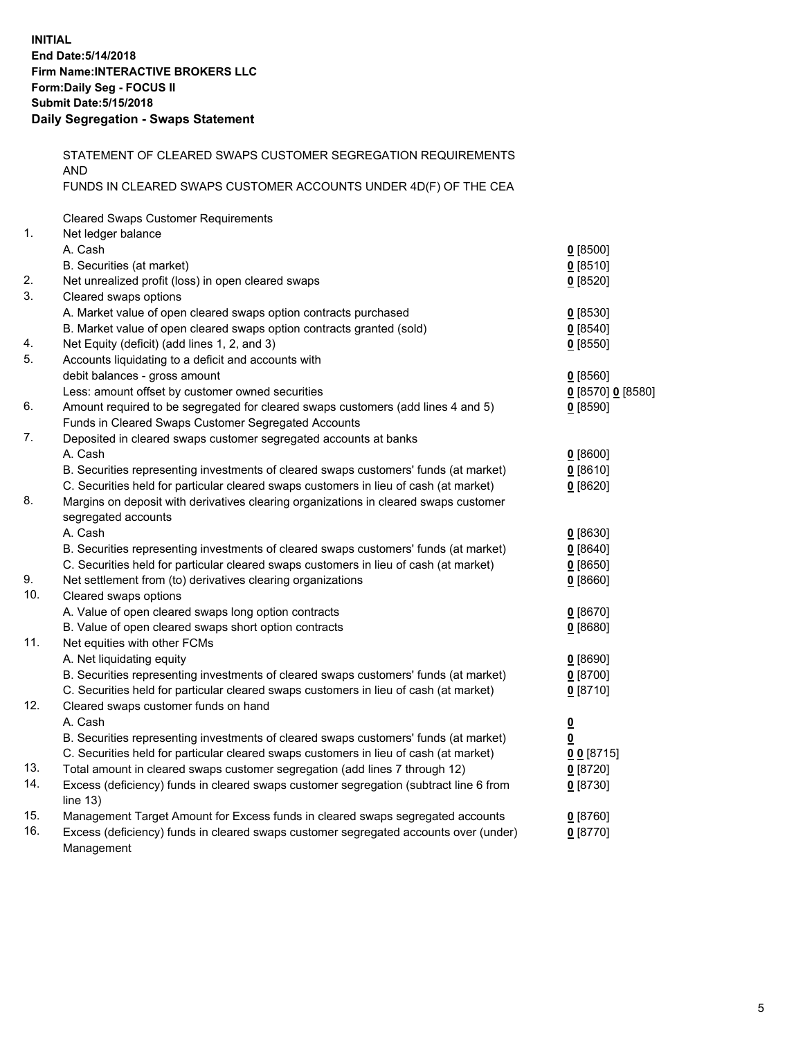**INITIAL**
**End Date:5/14/2018**
**Firm Name:INTERACTIVE BROKERS LLC**
**Form:Daily Seg - FOCUS II**
**Submit Date:5/15/2018**
**Daily Segregation - Swaps Statement**

STATEMENT OF CLEARED SWAPS CUSTOMER SEGREGATION REQUIREMENTS AND FUNDS IN CLEARED SWAPS CUSTOMER ACCOUNTS UNDER 4D(F) OF THE CEA

| | | |
|---|---|---|
| | Cleared Swaps Customer Requirements | |
| 1. | Net ledger balance | |
| | A. Cash | 0 [8500] |
| | B. Securities (at market) | 0 [8510] |
| 2. | Net unrealized profit (loss) in open cleared swaps | 0 [8520] |
| 3. | Cleared swaps options | |
| | A. Market value of open cleared swaps option contracts purchased | 0 [8530] |
| | B. Market value of open cleared swaps option contracts granted (sold) | 0 [8540] |
| 4. | Net Equity (deficit) (add lines 1, 2, and 3) | 0 [8550] |
| 5. | Accounts liquidating to a deficit and accounts with debit balances - gross amount | 0 [8560] |
| | Less: amount offset by customer owned securities | 0 [8570] 0 [8580] |
| 6. | Amount required to be segregated for cleared swaps customers (add lines 4 and 5) | 0 [8590] |
| | Funds in Cleared Swaps Customer Segregated Accounts | |
| 7. | Deposited in cleared swaps customer segregated accounts at banks | |
| | A. Cash | 0 [8600] |
| | B. Securities representing investments of cleared swaps customers' funds (at market) | 0 [8610] |
| | C. Securities held for particular cleared swaps customers in lieu of cash (at market) | 0 [8620] |
| 8. | Margins on deposit with derivatives clearing organizations in cleared swaps customer segregated accounts | |
| | A. Cash | 0 [8630] |
| | B. Securities representing investments of cleared swaps customers' funds (at market) | 0 [8640] |
| | C. Securities held for particular cleared swaps customers in lieu of cash (at market) | 0 [8650] |
| 9. | Net settlement from (to) derivatives clearing organizations | 0 [8660] |
| 10. | Cleared swaps options | |
| | A. Value of open cleared swaps long option contracts | 0 [8670] |
| | B. Value of open cleared swaps short option contracts | 0 [8680] |
| 11. | Net equities with other FCMs | |
| | A. Net liquidating equity | 0 [8690] |
| | B. Securities representing investments of cleared swaps customers' funds (at market) | 0 [8700] |
| | C. Securities held for particular cleared swaps customers in lieu of cash (at market) | 0 [8710] |
| 12. | Cleared swaps customer funds on hand | |
| | A. Cash | 0 |
| | B. Securities representing investments of cleared swaps customers' funds (at market) | 0 |
| | C. Securities held for particular cleared swaps customers in lieu of cash (at market) | 0 0 [8715] |
| 13. | Total amount in cleared swaps customer segregation (add lines 7 through 12) | 0 [8720] |
| 14. | Excess (deficiency) funds in cleared swaps customer segregation (subtract line 6 from line 13) | 0 [8730] |
| 15. | Management Target Amount for Excess funds in cleared swaps segregated accounts | 0 [8760] |
| 16. | Excess (deficiency) funds in cleared swaps customer segregated accounts over (under) Management | 0 [8770] |